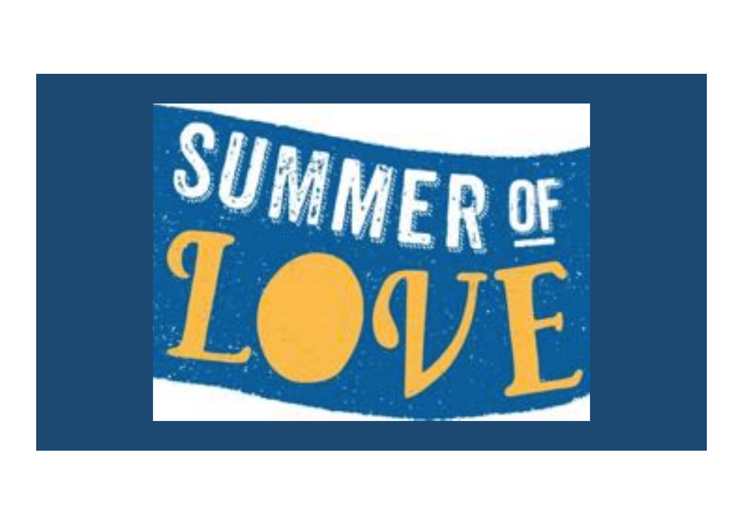# SUMMER OF LOVE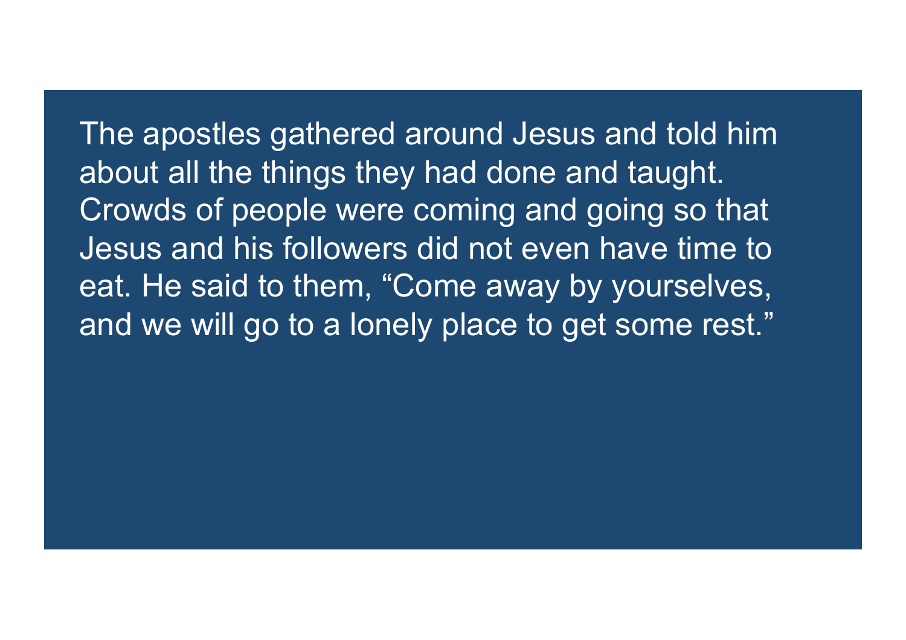The apostles gathered around Jesus and told him about all the things they had done and taught. Crowds of people were coming and going so that Jesus and his followers did not even have time to eat. He said to them, “Come away by yourselves, and we will go to a lonely place to get some rest.”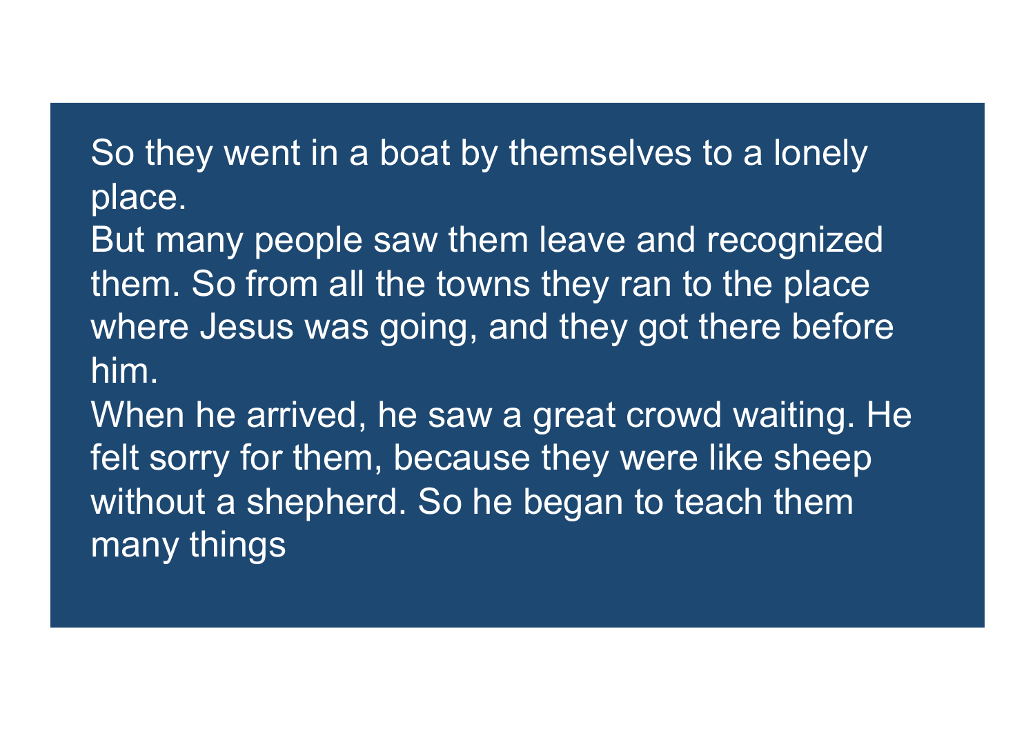So they went in a boat by themselves to a lonely place.
But many people saw them leave and recognized them. So from all the towns they ran to the place where Jesus was going, and they got there before him.
When he arrived, he saw a great crowd waiting. He felt sorry for them, because they were like sheep without a shepherd. So he began to teach them many things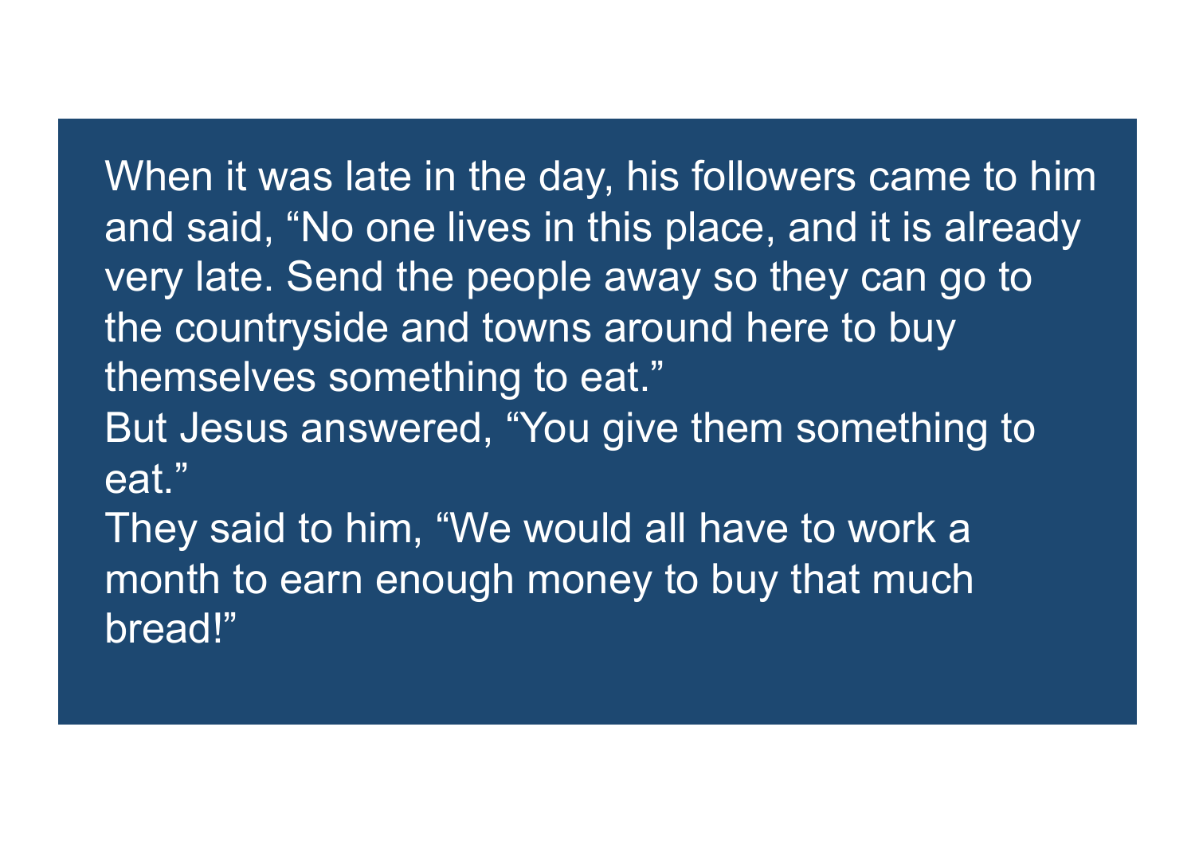When it was late in the day, his followers came to him and said, “No one lives in this place, and it is already very late. Send the people away so they can go to the countryside and towns around here to buy themselves something to eat.”

But Jesus answered, “You give them something to eat.”

They said to him, “We would all have to work a month to earn enough money to buy that much bread!”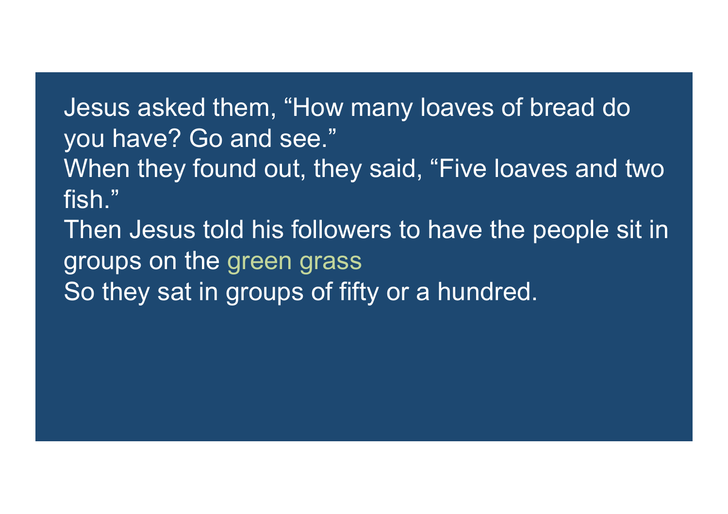Jesus asked them, “How many loaves of bread do you have? Go and see.”

When they found out, they said, “Five loaves and two fish.”

Then Jesus told his followers to have the people sit in groups on the green grass

So they sat in groups of fifty or a hundred.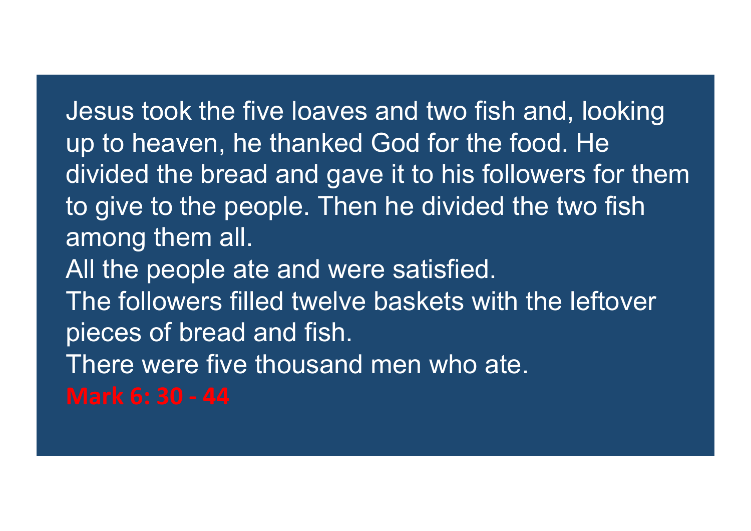Jesus took the five loaves and two fish and, looking up to heaven, he thanked God for the food. He divided the bread and gave it to his followers for them to give to the people. Then he divided the two fish among them all.

All the people ate and were satisfied.

The followers filled twelve baskets with the leftover pieces of bread and fish.

There were five thousand men who ate.

**Mark 6: 30 - 44**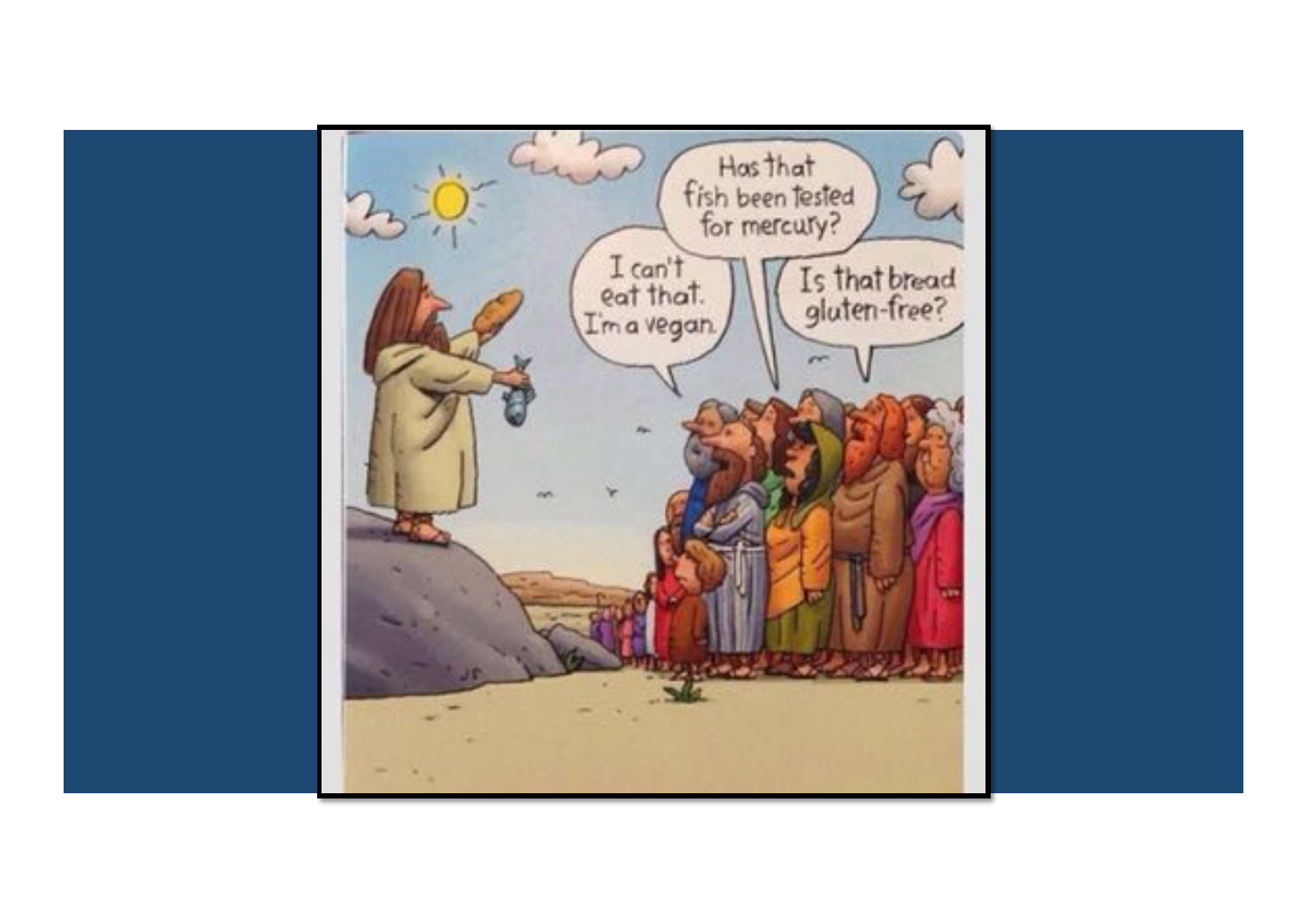Has that fish been tested for mercury?

I can't eat that. I'm a vegan.

Is that bread gluten-free?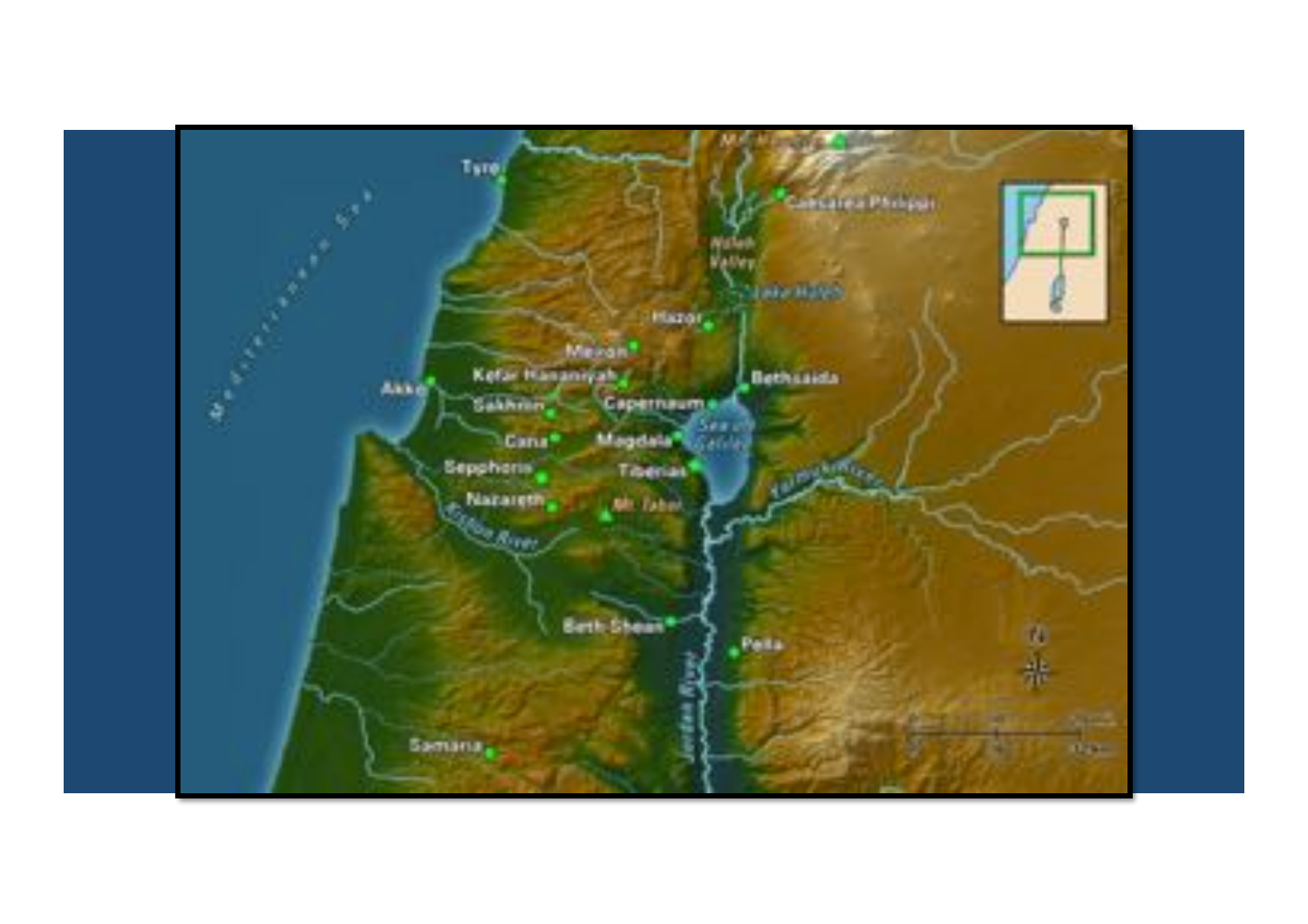Mediterranean Sea

Tyre

Mt. Hermon

Caesarea Philippi

Huleh Valley

Lake Huleh

Hazor

Meiron

Akko

Kefar Hananiyah

Bethsaida

Sakhnin

Capernaum

Sea of Galilee

Cana

Magdala

Sepphoris

Tiberias

Yarmuk River

Nazareth

Mt. Tabor

Kishon River

Beth Shean

Pella

Jordan River

Samaria

N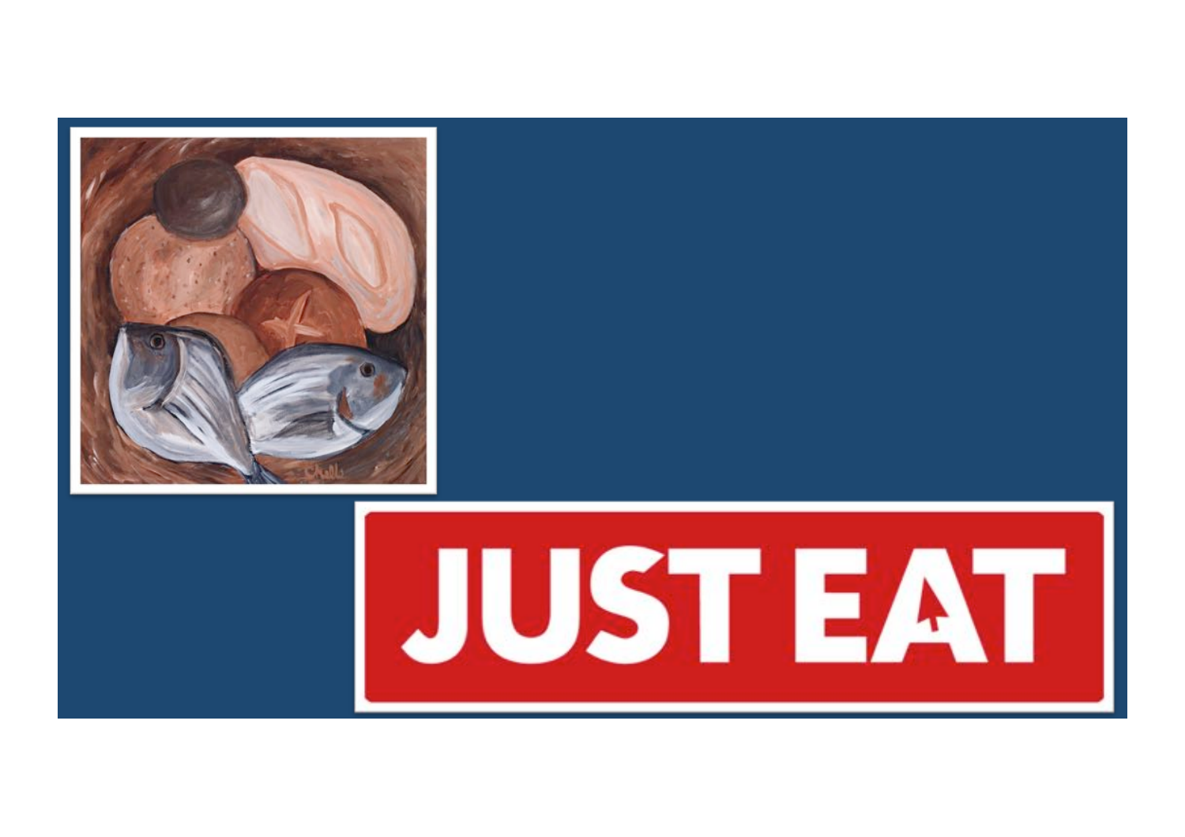JUST EAT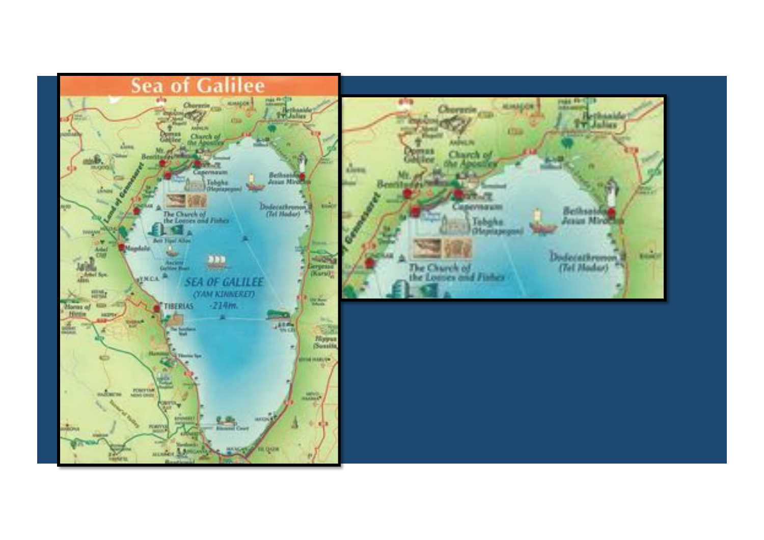# Sea of Galilee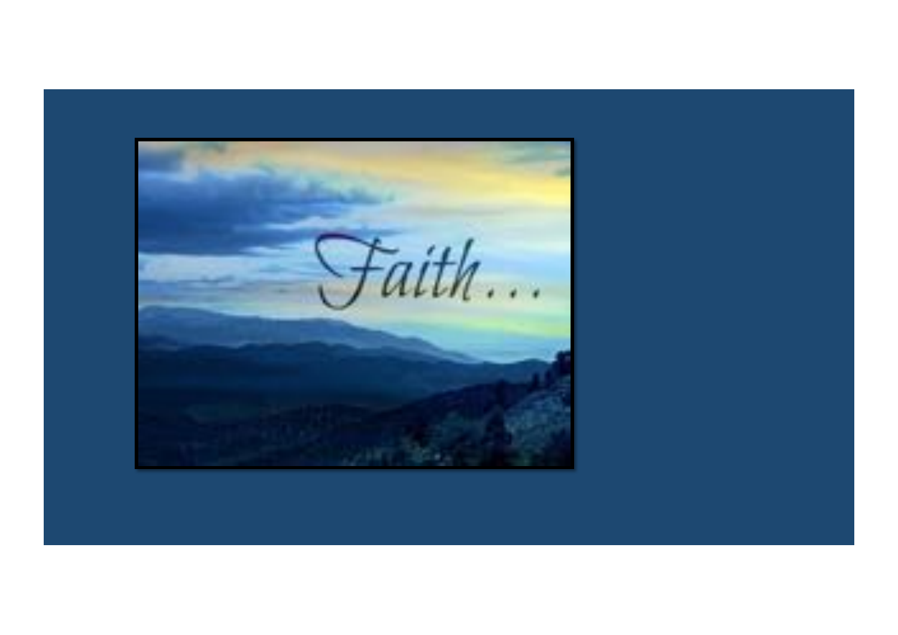Faith...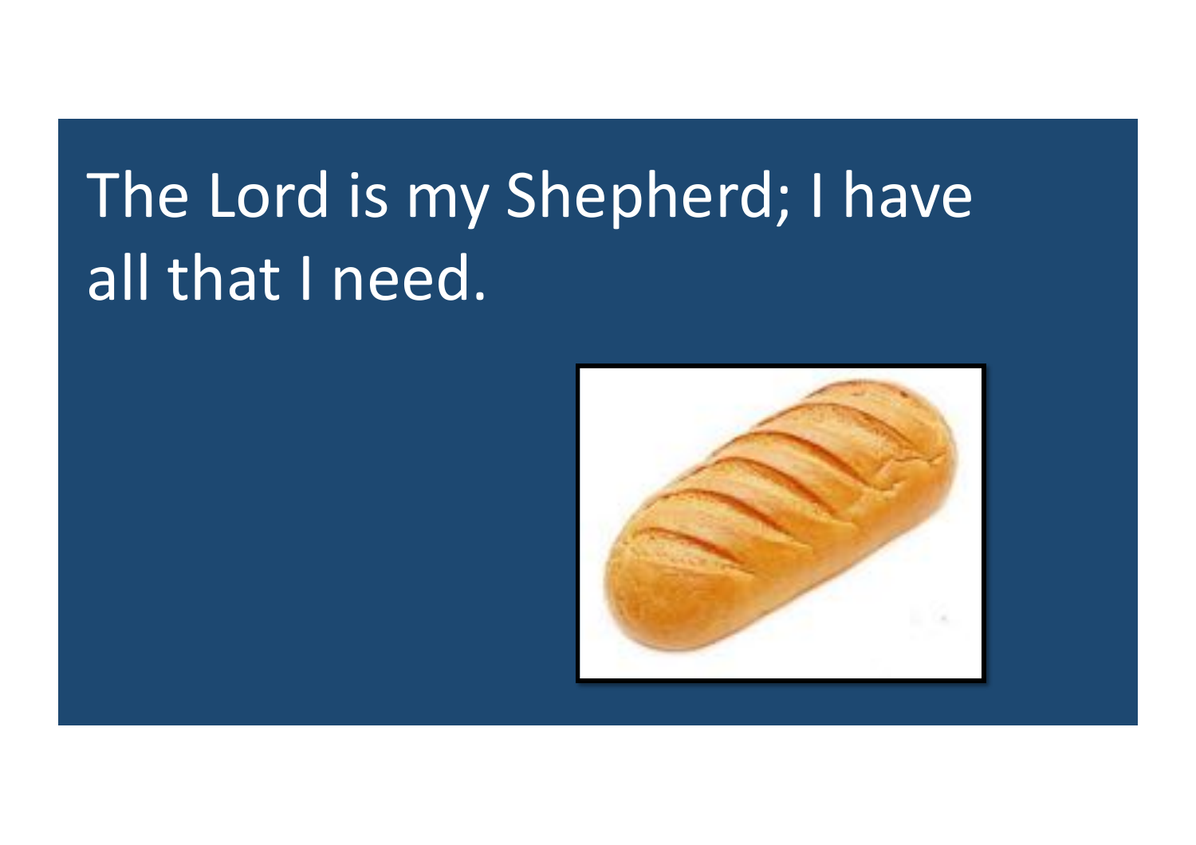The Lord is my Shepherd; I have all that I need.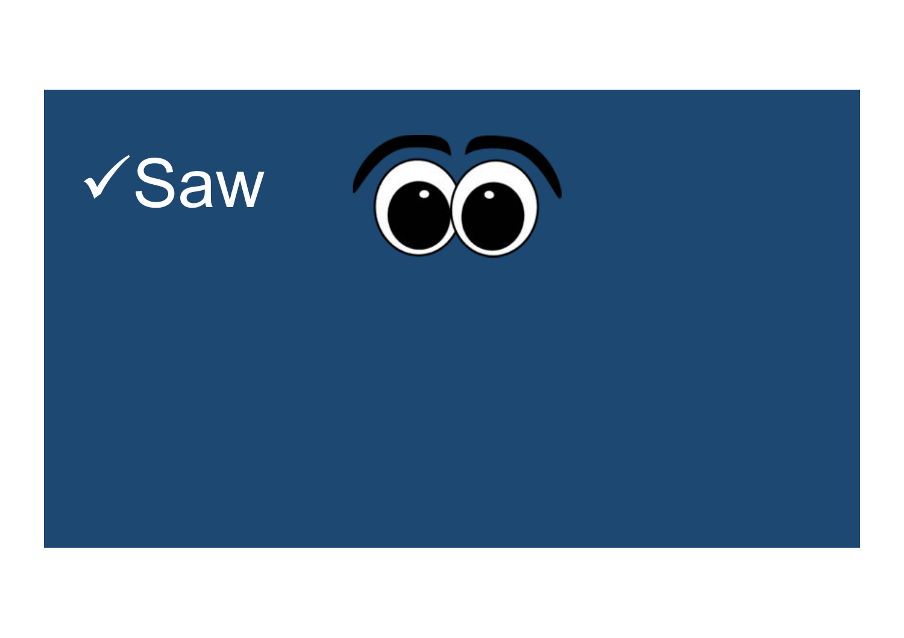✓Saw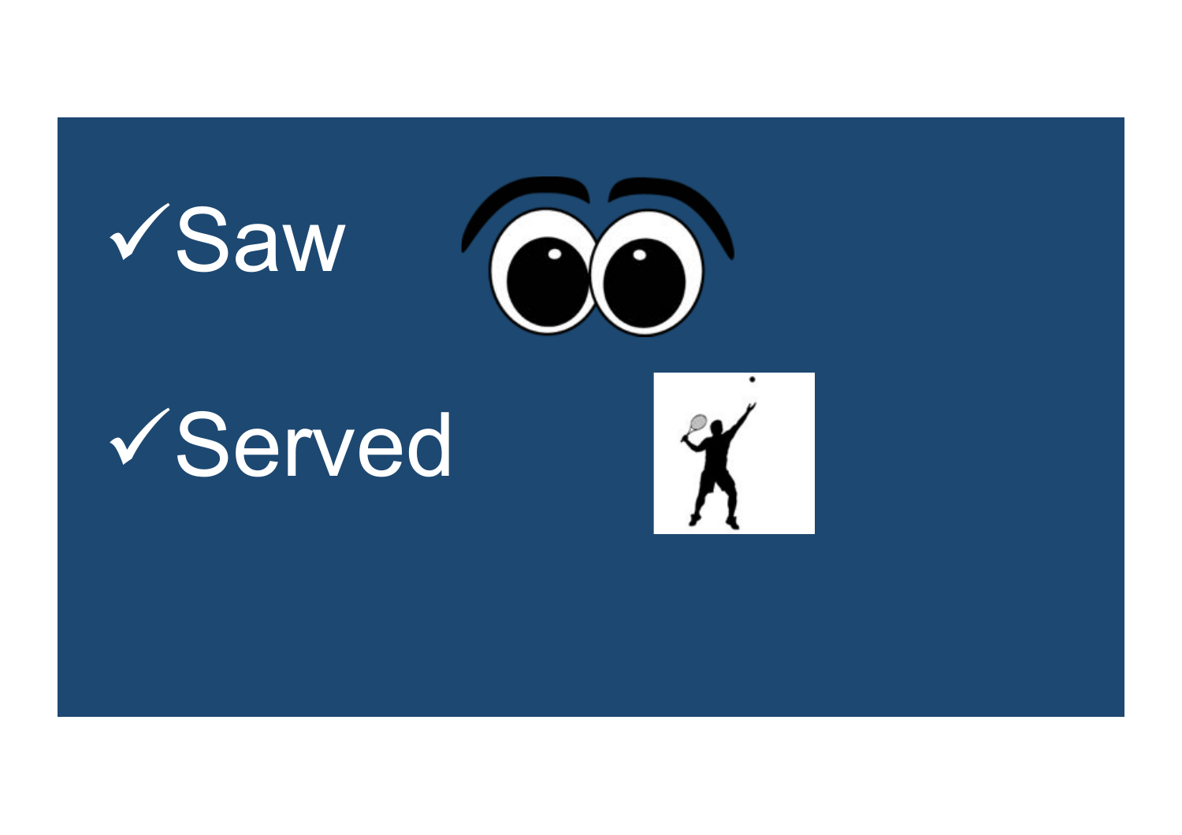- ✓Saw
- ✓Served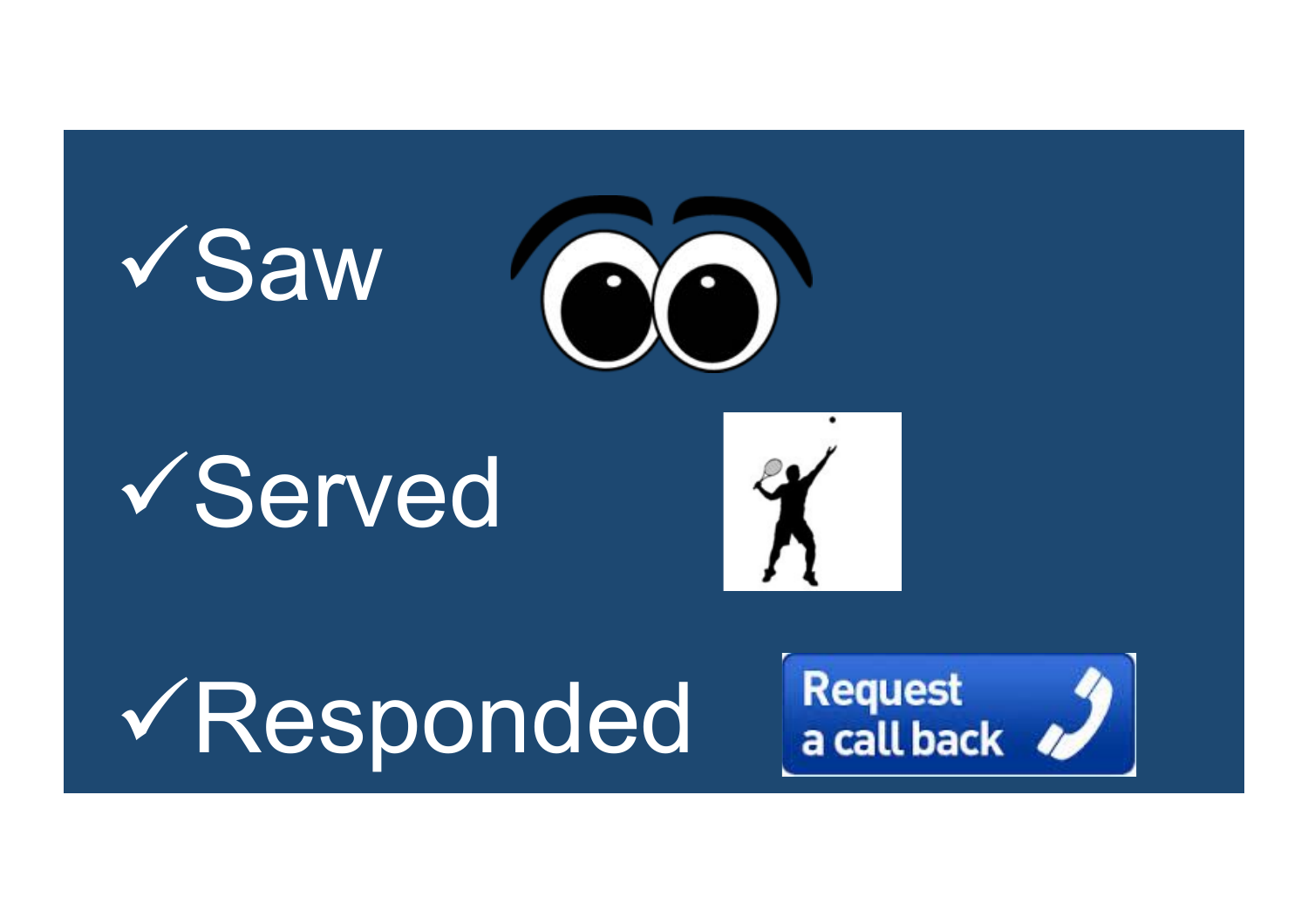✓Saw

✓Served

✓Responded